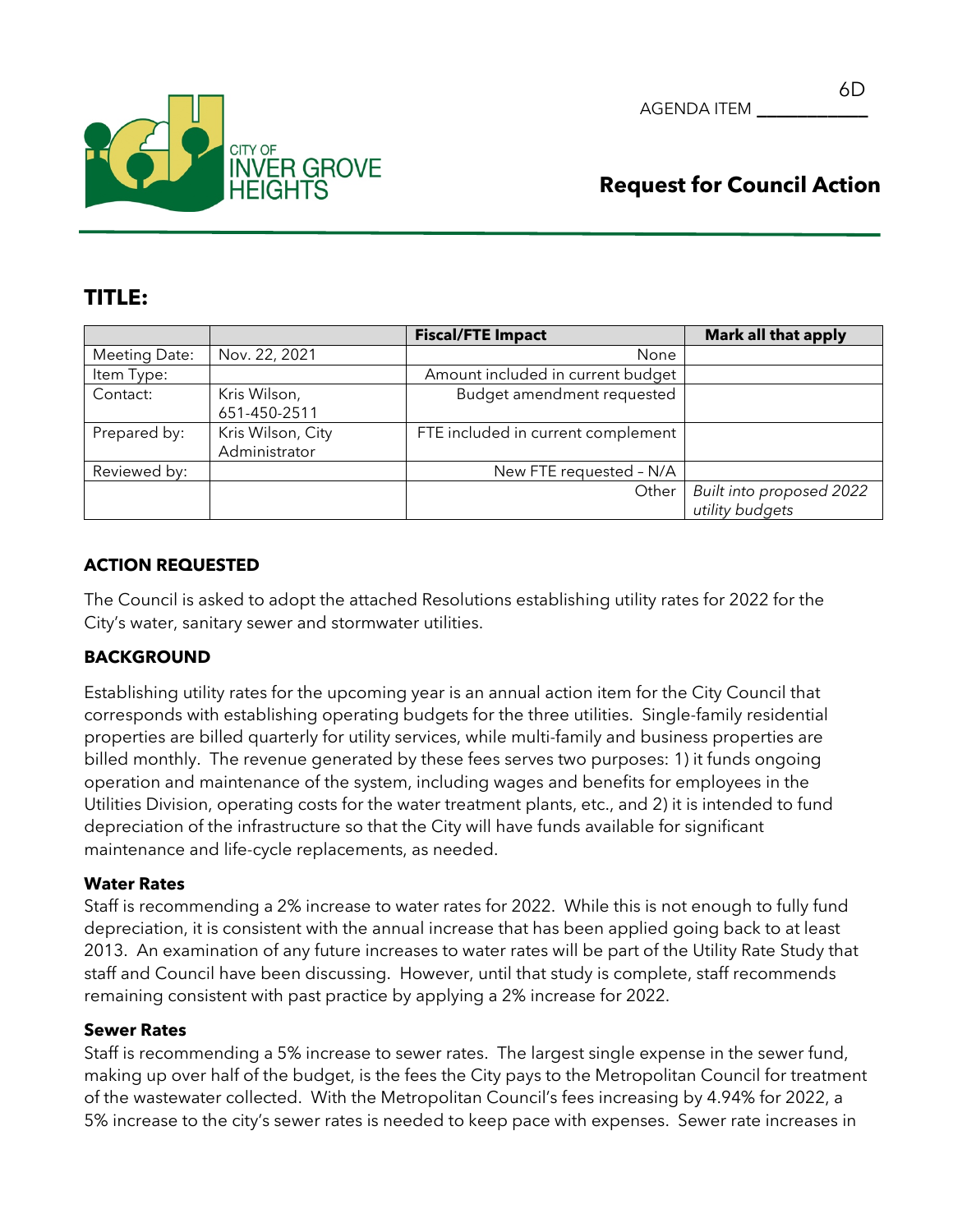AGENDA ITEM 6D

CITY OF INVER GROVE HEIGHTS

## Request for Council Action

## TITLE:

| | | Fiscal/FTE Impact | Mark all that apply |
|---|---|---|---|
| Meeting Date: | Nov. 22, 2021 | None | |
| Item Type: | | Amount included in current budget | |
| Contact: | Kris Wilson, 651-450-2511 | Budget amendment requested | |
| Prepared by: | Kris Wilson, City Administrator | FTE included in current complement | |
| Reviewed by: | | New FTE requested – N/A | |
| | | Other | *Built into proposed 2022 utility budgets* |

### ACTION REQUESTED

The Council is asked to adopt the attached Resolutions establishing utility rates for 2022 for the City's water, sanitary sewer and stormwater utilities.

### BACKGROUND

Establishing utility rates for the upcoming year is an annual action item for the City Council that corresponds with establishing operating budgets for the three utilities. Single-family residential properties are billed quarterly for utility services, while multi-family and business properties are billed monthly. The revenue generated by these fees serves two purposes: 1) it funds ongoing operation and maintenance of the system, including wages and benefits for employees in the Utilities Division, operating costs for the water treatment plants, etc., and 2) it is intended to fund depreciation of the infrastructure so that the City will have funds available for significant maintenance and life-cycle replacements, as needed.

**Water Rates**

Staff is recommending a 2% increase to water rates for 2022. While this is not enough to fully fund depreciation, it is consistent with the annual increase that has been applied going back to at least 2013. An examination of any future increases to water rates will be part of the Utility Rate Study that staff and Council have been discussing. However, until that study is complete, staff recommends remaining consistent with past practice by applying a 2% increase for 2022.

**Sewer Rates**

Staff is recommending a 5% increase to sewer rates. The largest single expense in the sewer fund, making up over half of the budget, is the fees the City pays to the Metropolitan Council for treatment of the wastewater collected. With the Metropolitan Council's fees increasing by 4.94% for 2022, a 5% increase to the city's sewer rates is needed to keep pace with expenses. Sewer rate increases in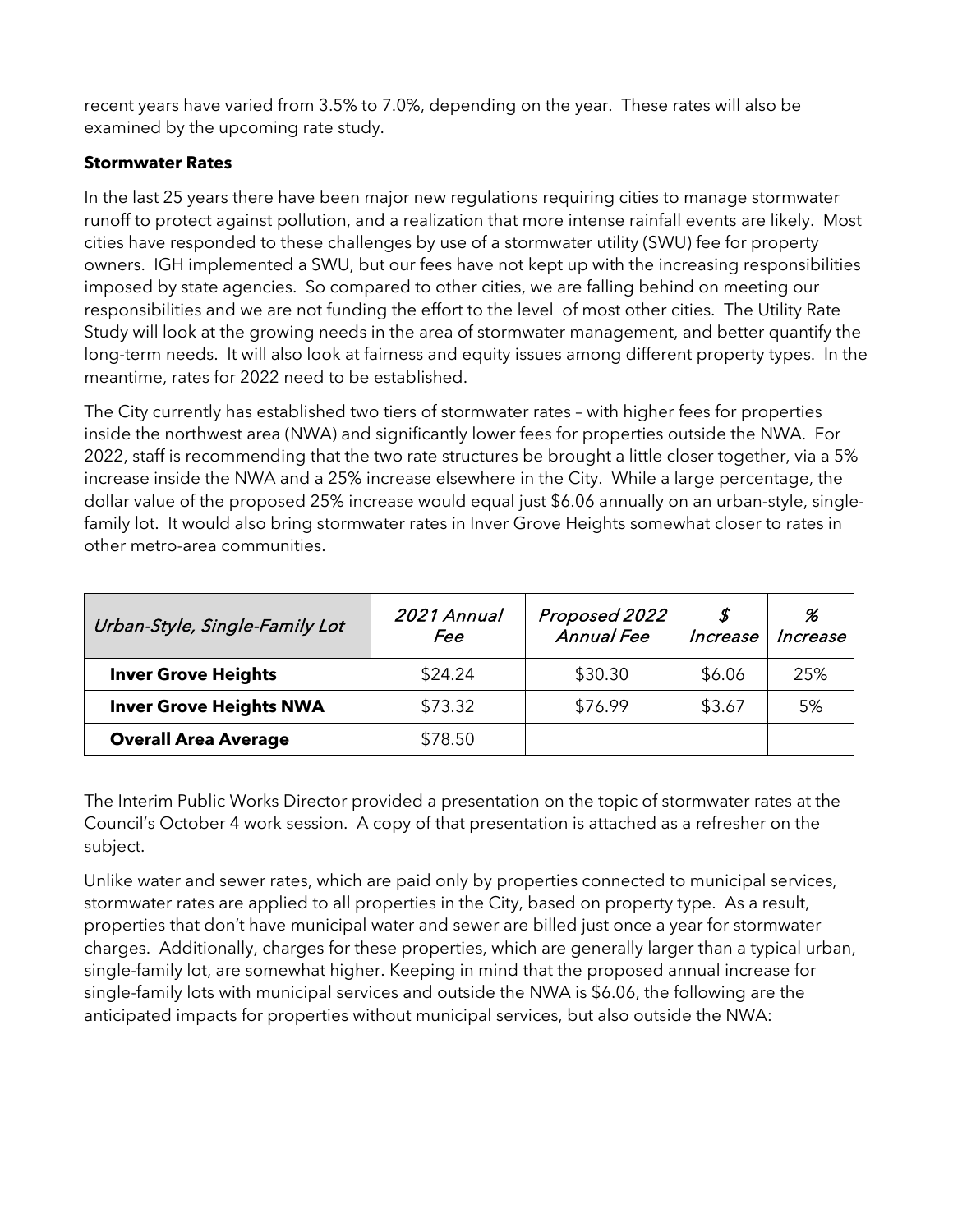recent years have varied from 3.5% to 7.0%, depending on the year. These rates will also be examined by the upcoming rate study.

**Stormwater Rates**

In the last 25 years there have been major new regulations requiring cities to manage stormwater runoff to protect against pollution, and a realization that more intense rainfall events are likely. Most cities have responded to these challenges by use of a stormwater utility (SWU) fee for property owners. IGH implemented a SWU, but our fees have not kept up with the increasing responsibilities imposed by state agencies. So compared to other cities, we are falling behind on meeting our responsibilities and we are not funding the effort to the level of most other cities. The Utility Rate Study will look at the growing needs in the area of stormwater management, and better quantify the long-term needs. It will also look at fairness and equity issues among different property types. In the meantime, rates for 2022 need to be established.

The City currently has established two tiers of stormwater rates – with higher fees for properties inside the northwest area (NWA) and significantly lower fees for properties outside the NWA. For 2022, staff is recommending that the two rate structures be brought a little closer together, via a 5% increase inside the NWA and a 25% increase elsewhere in the City. While a large percentage, the dollar value of the proposed 25% increase would equal just $6.06 annually on an urban-style, single-family lot. It would also bring stormwater rates in Inver Grove Heights somewhat closer to rates in other metro-area communities.

| *Urban-Style, Single-Family Lot* | *2021 Annual Fee* | *Proposed 2022 Annual Fee* | *$ Increase* | *% Increase* |
|---|---|---|---|---|
| **Inver Grove Heights** | $24.24 | $30.30 | $6.06 | 25% |
| **Inver Grove Heights NWA** | $73.32 | $76.99 | $3.67 | 5% |
| **Overall Area Average** | $78.50 | | | |

The Interim Public Works Director provided a presentation on the topic of stormwater rates at the Council's October 4 work session. A copy of that presentation is attached as a refresher on the subject.

Unlike water and sewer rates, which are paid only by properties connected to municipal services, stormwater rates are applied to all properties in the City, based on property type. As a result, properties that don't have municipal water and sewer are billed just once a year for stormwater charges. Additionally, charges for these properties, which are generally larger than a typical urban, single-family lot, are somewhat higher. Keeping in mind that the proposed annual increase for single-family lots with municipal services and outside the NWA is $6.06, the following are the anticipated impacts for properties without municipal services, but also outside the NWA: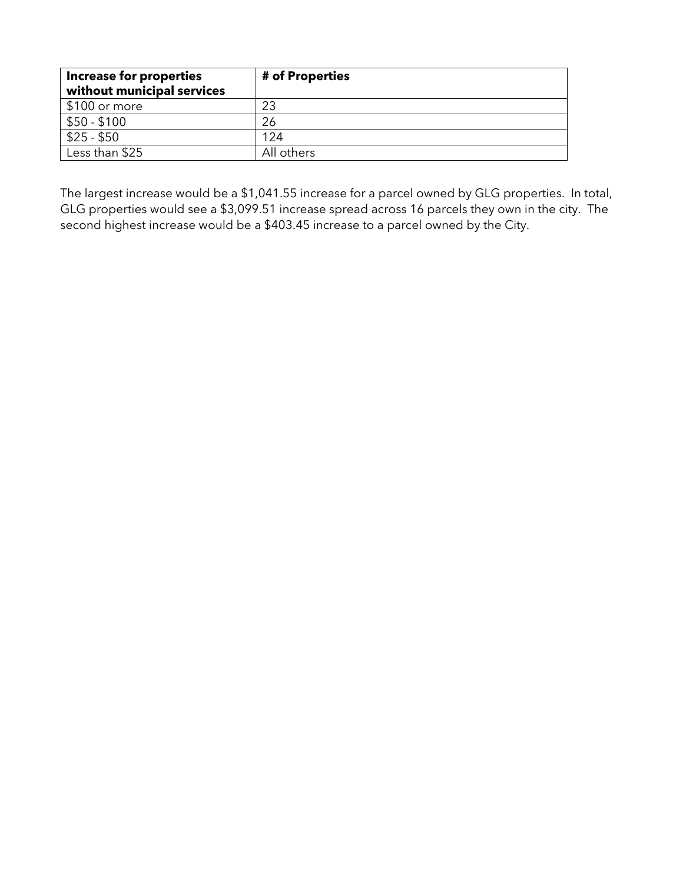| **Increase for properties without municipal services** | **# of Properties** |
|---|---|
| $100 or more | 23 |
| $50 - $100 | 26 |
| $25 - $50 | 124 |
| Less than $25 | All others |

The largest increase would be a $1,041.55 increase for a parcel owned by GLG properties. In total, GLG properties would see a $3,099.51 increase spread across 16 parcels they own in the city. The second highest increase would be a $403.45 increase to a parcel owned by the City.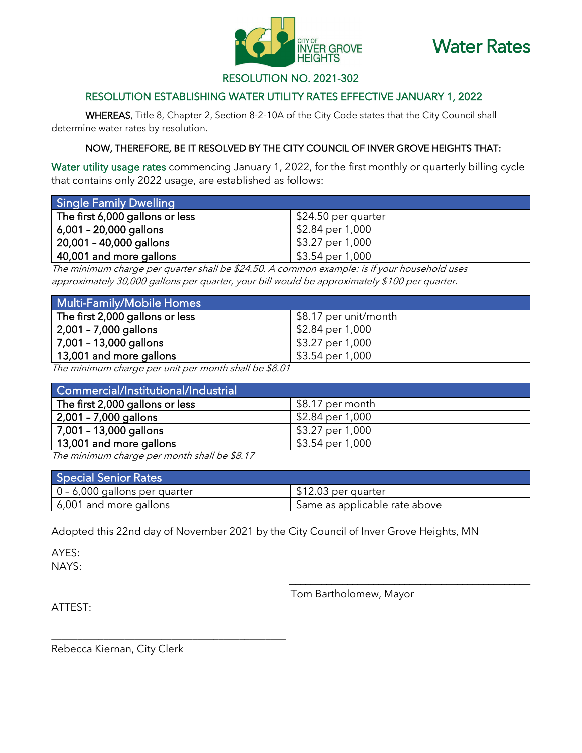CITY OF INVER GROVE HEIGHTS

# Water Rates

## RESOLUTION NO. 2021-302

## RESOLUTION ESTABLISHING WATER UTILITY RATES EFFECTIVE JANUARY 1, 2022

**WHEREAS**, Title 8, Chapter 2, Section 8-2-10A of the City Code states that the City Council shall determine water rates by resolution.

**NOW, THEREFORE, BE IT RESOLVED BY THE CITY COUNCIL OF INVER GROVE HEIGHTS THAT:**

Water utility usage rates commencing January 1, 2022, for the first monthly or quarterly billing cycle that contains only 2022 usage, are established as follows:

| Single Family Dwelling | |
|---|---|
| The first 6,000 gallons or less | $24.50 per quarter |
| 6,001 – 20,000 gallons | $2.84 per 1,000 |
| 20,001 – 40,000 gallons | $3.27 per 1,000 |
| 40,001 and more gallons | $3.54 per 1,000 |

*The minimum charge per quarter shall be $24.50. A common example: is if your household uses approximately 30,000 gallons per quarter, your bill would be approximately $100 per quarter.*

| Multi-Family/Mobile Homes | |
|---|---|
| The first 2,000 gallons or less | $8.17 per unit/month |
| 2,001 – 7,000 gallons | $2.84 per 1,000 |
| 7,001 – 13,000 gallons | $3.27 per 1,000 |
| 13,001 and more gallons | $3.54 per 1,000 |

*The minimum charge per unit per month shall be $8.01*

| Commercial/Institutional/Industrial | |
|---|---|
| The first 2,000 gallons or less | $8.17 per month |
| 2,001 – 7,000 gallons | $2.84 per 1,000 |
| 7,001 – 13,000 gallons | $3.27 per 1,000 |
| 13,001 and more gallons | $3.54 per 1,000 |

*The minimum charge per month shall be $8.17*

| Special Senior Rates | |
|---|---|
| 0 – 6,000 gallons per quarter | $12.03 per quarter |
| 6,001 and more gallons | Same as applicable rate above |

Adopted this 22nd day of November 2021 by the City Council of Inver Grove Heights, MN

AYES:
NAYS:

_______________________________
Tom Bartholomew, Mayor

ATTEST:

_______________________________
Rebecca Kiernan, City Clerk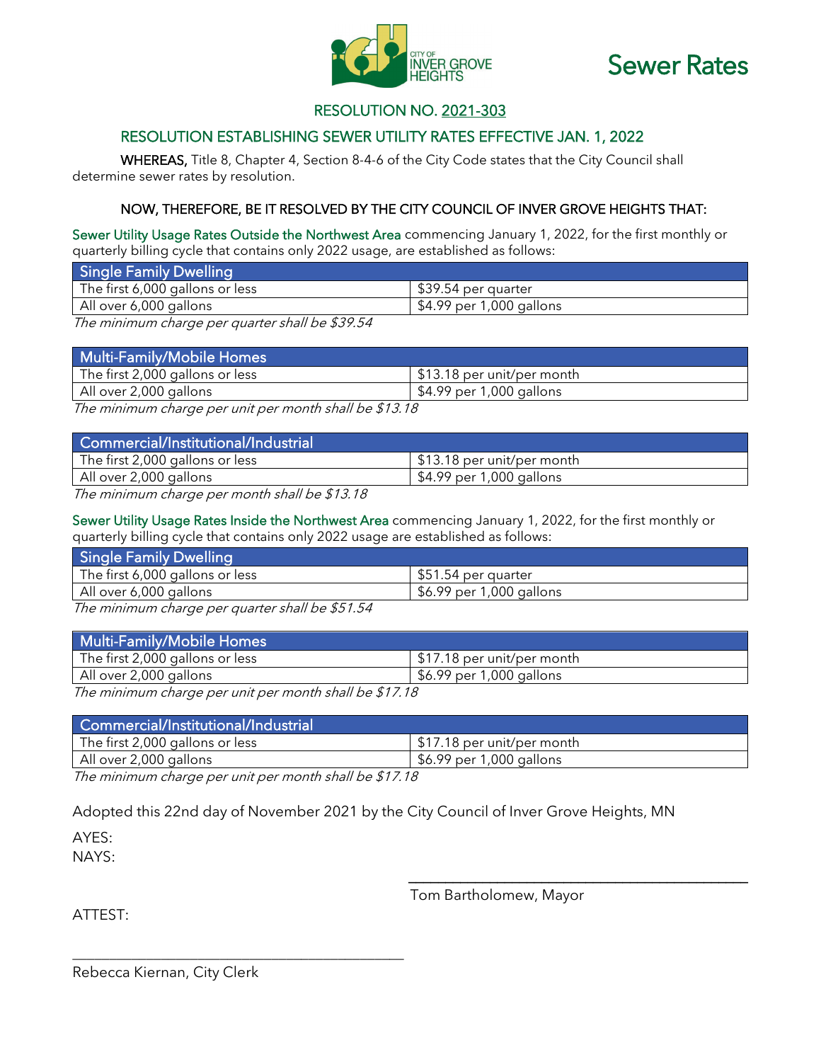CITY OF INVER GROVE HEIGHTS

# Sewer Rates

## RESOLUTION NO. 2021-303

## RESOLUTION ESTABLISHING SEWER UTILITY RATES EFFECTIVE JAN. 1, 2022

**WHEREAS,** Title 8, Chapter 4, Section 8-4-6 of the City Code states that the City Council shall determine sewer rates by resolution.

**NOW, THEREFORE, BE IT RESOLVED BY THE CITY COUNCIL OF INVER GROVE HEIGHTS THAT:**

Sewer Utility Usage Rates Outside the Northwest Area commencing January 1, 2022, for the first monthly or quarterly billing cycle that contains only 2022 usage, are established as follows:

| Single Family Dwelling | |
|---|---|
| The first 6,000 gallons or less | $39.54 per quarter |
| All over 6,000 gallons | $4.99 per 1,000 gallons |

*The minimum charge per quarter shall be $39.54*

| Multi-Family/Mobile Homes | |
|---|---|
| The first 2,000 gallons or less | $13.18 per unit/per month |
| All over 2,000 gallons | $4.99 per 1,000 gallons |

*The minimum charge per unit per month shall be $13.18*

| Commercial/Institutional/Industrial | |
|---|---|
| The first 2,000 gallons or less | $13.18 per unit/per month |
| All over 2,000 gallons | $4.99 per 1,000 gallons |

*The minimum charge per month shall be $13.18*

Sewer Utility Usage Rates Inside the Northwest Area commencing January 1, 2022, for the first monthly or quarterly billing cycle that contains only 2022 usage are established as follows:

| Single Family Dwelling | |
|---|---|
| The first 6,000 gallons or less | $51.54 per quarter |
| All over 6,000 gallons | $6.99 per 1,000 gallons |

*The minimum charge per quarter shall be $51.54*

| Multi-Family/Mobile Homes | |
|---|---|
| The first 2,000 gallons or less | $17.18 per unit/per month |
| All over 2,000 gallons | $6.99 per 1,000 gallons |

*The minimum charge per unit per month shall be $17.18*

| Commercial/Institutional/Industrial | |
|---|---|
| The first 2,000 gallons or less | $17.18 per unit/per month |
| All over 2,000 gallons | $6.99 per 1,000 gallons |

*The minimum charge per unit per month shall be $17.18*

Adopted this 22nd day of November 2021 by the City Council of Inver Grove Heights, MN

AYES:

NAYS:

______________________________
Tom Bartholomew, Mayor

ATTEST:

______________________________
Rebecca Kiernan, City Clerk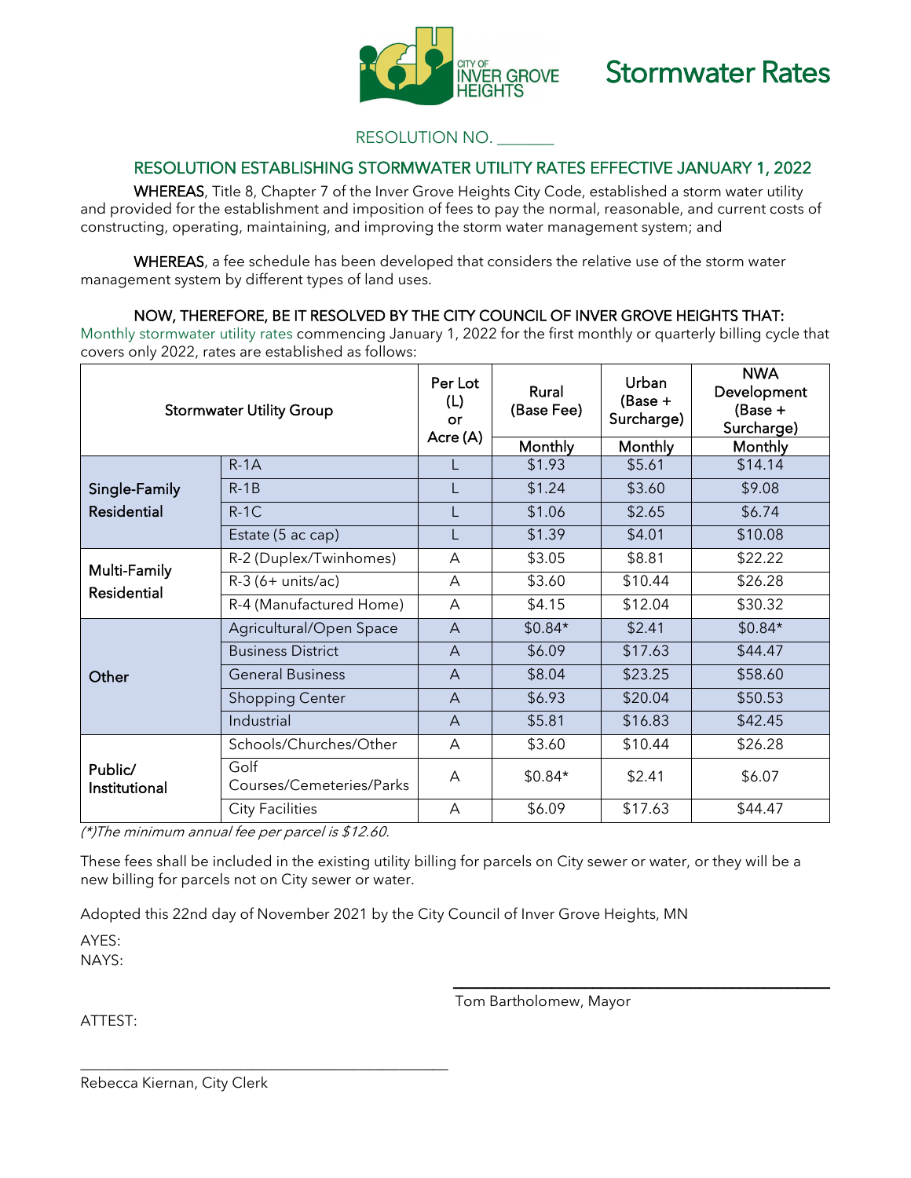# Stormwater Rates

RESOLUTION NO. _______

## RESOLUTION ESTABLISHING STORMWATER UTILITY RATES EFFECTIVE JANUARY 1, 2022

**WHEREAS**, Title 8, Chapter 7 of the Inver Grove Heights City Code, established a storm water utility and provided for the establishment and imposition of fees to pay the normal, reasonable, and current costs of constructing, operating, maintaining, and improving the storm water management system; and

**WHEREAS**, a fee schedule has been developed that considers the relative use of the storm water management system by different types of land uses.

**NOW, THEREFORE, BE IT RESOLVED BY THE CITY COUNCIL OF INVER GROVE HEIGHTS THAT:**
Monthly stormwater utility rates commencing January 1, 2022 for the first monthly or quarterly billing cycle that covers only 2022, rates are established as follows:

| Stormwater Utility Group | | Per Lot (L) or Acre (A) | Rural (Base Fee) | Urban (Base + Surcharge) | NWA Development (Base + Surcharge) |
|---|---|---|---|---|---|
| | | | Monthly | Monthly | Monthly |
| Single-Family Residential | R-1A | L | $1.93 | $5.61 | $14.14 |
| | R-1B | L | $1.24 | $3.60 | $9.08 |
| | R-1C | L | $1.06 | $2.65 | $6.74 |
| | Estate (5 ac cap) | L | $1.39 | $4.01 | $10.08 |
| Multi-Family Residential | R-2 (Duplex/Twinhomes) | A | $3.05 | $8.81 | $22.22 |
| | R-3 (6+ units/ac) | A | $3.60 | $10.44 | $26.28 |
| | R-4 (Manufactured Home) | A | $4.15 | $12.04 | $30.32 |
| Other | Agricultural/Open Space | A | $0.84* | $2.41 | $0.84* |
| | Business District | A | $6.09 | $17.63 | $44.47 |
| | General Business | A | $8.04 | $23.25 | $58.60 |
| | Shopping Center | A | $6.93 | $20.04 | $50.53 |
| | Industrial | A | $5.81 | $16.83 | $42.45 |
| Public/ Institutional | Schools/Churches/Other | A | $3.60 | $10.44 | $26.28 |
| | Golf Courses/Cemeteries/Parks | A | $0.84* | $2.41 | $6.07 |
| | City Facilities | A | $6.09 | $17.63 | $44.47 |

*(*)The minimum annual fee per parcel is $12.60.*

These fees shall be included in the existing utility billing for parcels on City sewer or water, or they will be a new billing for parcels not on City sewer or water.

Adopted this 22nd day of November 2021 by the City Council of Inver Grove Heights, MN

AYES:
NAYS:

_______________________________
Tom Bartholomew, Mayor

ATTEST:

_______________________________
Rebecca Kiernan, City Clerk